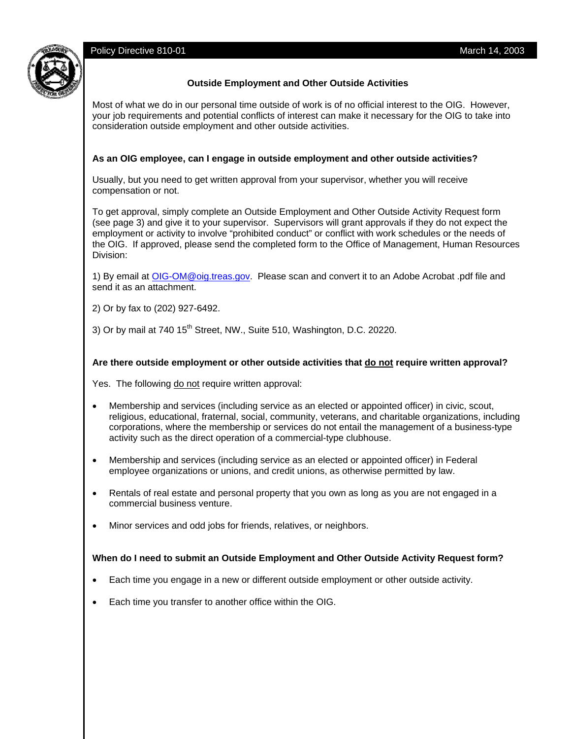Policy Directive 810-01 March 14, 2003

## Outside Employment and Other Outside Activities

Most of what we do in our personal time outside of work is of no official interest to the OIG. However, your job requirements and potential conflicts of interest can make it necessary for the OIG to take into consideration outside employment and other outside activities.

### As an OIG employee, can I engage in outside employment and other outside activities?

Usually, but you need to get written approval from your supervisor, whether you will receive compensation or not.

To get approval, simply complete an Outside Employment and Other Outside Activity Request form (see page 3) and give it to your supervisor. Supervisors will grant approvals if they do not expect the employment or activity to involve "prohibited conduct" or conflict with work schedules or the needs of the OIG. If approved, please send the completed form to the Office of Management, Human Resources Division:

1) By email at OIG-OM@oig.treas.gov. Please scan and convert it to an Adobe Acrobat .pdf file and send it as an attachment.

2) Or by fax to (202) 927-6492.

3) Or by mail at 740 15th Street, NW., Suite 510, Washington, D.C. 20220.

### Are there outside employment or other outside activities that do not require written approval?

Yes. The following do not require written approval:

- Membership and services (including service as an elected or appointed officer) in civic, scout, religious, educational, fraternal, social, community, veterans, and charitable organizations, including corporations, where the membership or services do not entail the management of a business-type activity such as the direct operation of a commercial-type clubhouse.
- Membership and services (including service as an elected or appointed officer) in Federal employee organizations or unions, and credit unions, as otherwise permitted by law.
- Rentals of real estate and personal property that you own as long as you are not engaged in a commercial business venture.
- Minor services and odd jobs for friends, relatives, or neighbors.

### When do I need to submit an Outside Employment and Other Outside Activity Request form?

- Each time you engage in a new or different outside employment or other outside activity.
- Each time you transfer to another office within the OIG.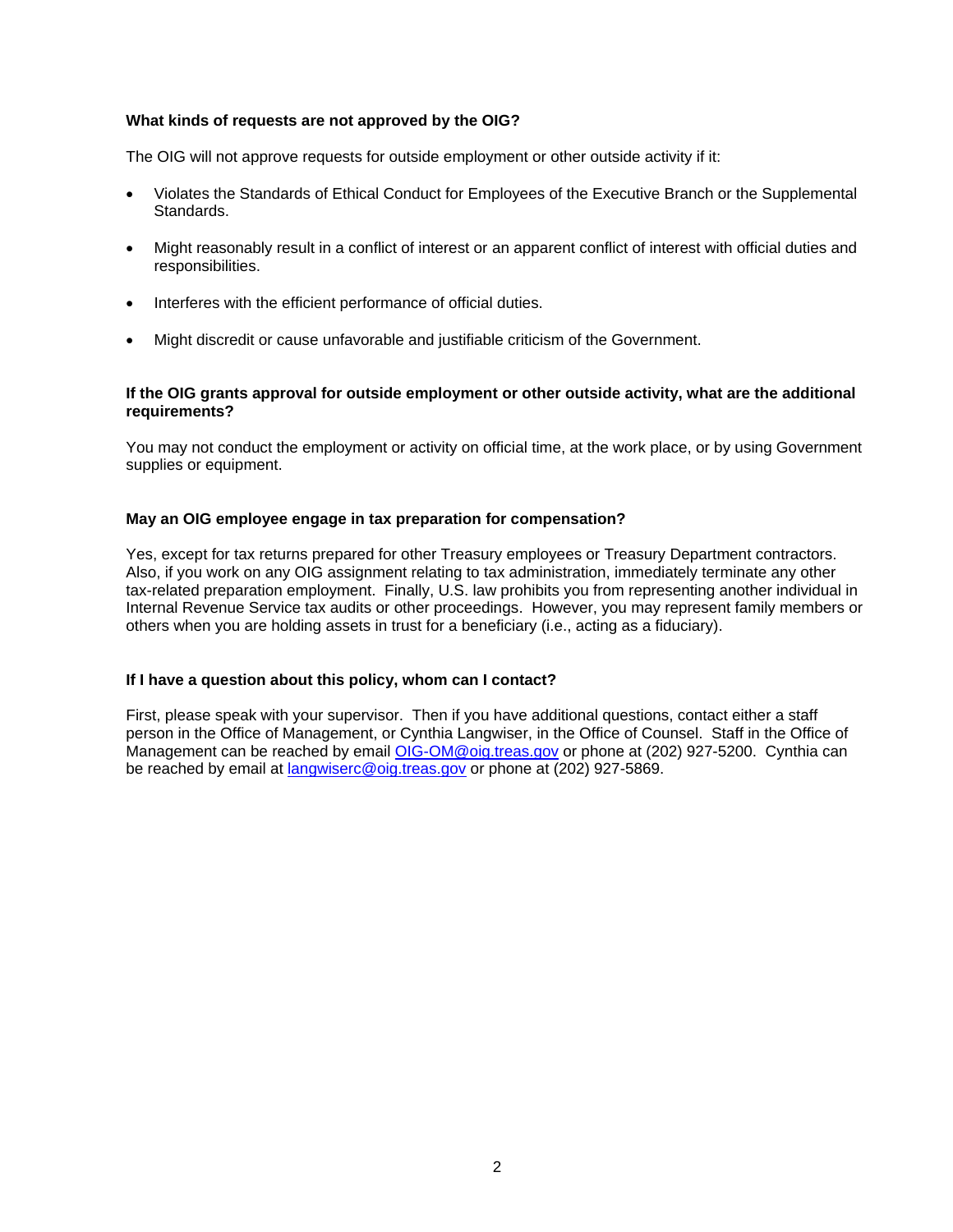**What kinds of requests are not approved by the OIG?**

The OIG will not approve requests for outside employment or other outside activity if it:

- Violates the Standards of Ethical Conduct for Employees of the Executive Branch or the Supplemental Standards.
- Might reasonably result in a conflict of interest or an apparent conflict of interest with official duties and responsibilities.
- Interferes with the efficient performance of official duties.
- Might discredit or cause unfavorable and justifiable criticism of the Government.

**If the OIG grants approval for outside employment or other outside activity, what are the additional requirements?**

You may not conduct the employment or activity on official time, at the work place, or by using Government supplies or equipment.

**May an OIG employee engage in tax preparation for compensation?**

Yes, except for tax returns prepared for other Treasury employees or Treasury Department contractors. Also, if you work on any OIG assignment relating to tax administration, immediately terminate any other tax-related preparation employment. Finally, U.S. law prohibits you from representing another individual in Internal Revenue Service tax audits or other proceedings. However, you may represent family members or others when you are holding assets in trust for a beneficiary (i.e., acting as a fiduciary).

**If I have a question about this policy, whom can I contact?**

First, please speak with your supervisor. Then if you have additional questions, contact either a staff person in the Office of Management, or Cynthia Langwiser, in the Office of Counsel. Staff in the Office of Management can be reached by email OIG-OM@oig.treas.gov or phone at (202) 927-5200. Cynthia can be reached by email at langwiserc@oig.treas.gov or phone at (202) 927-5869.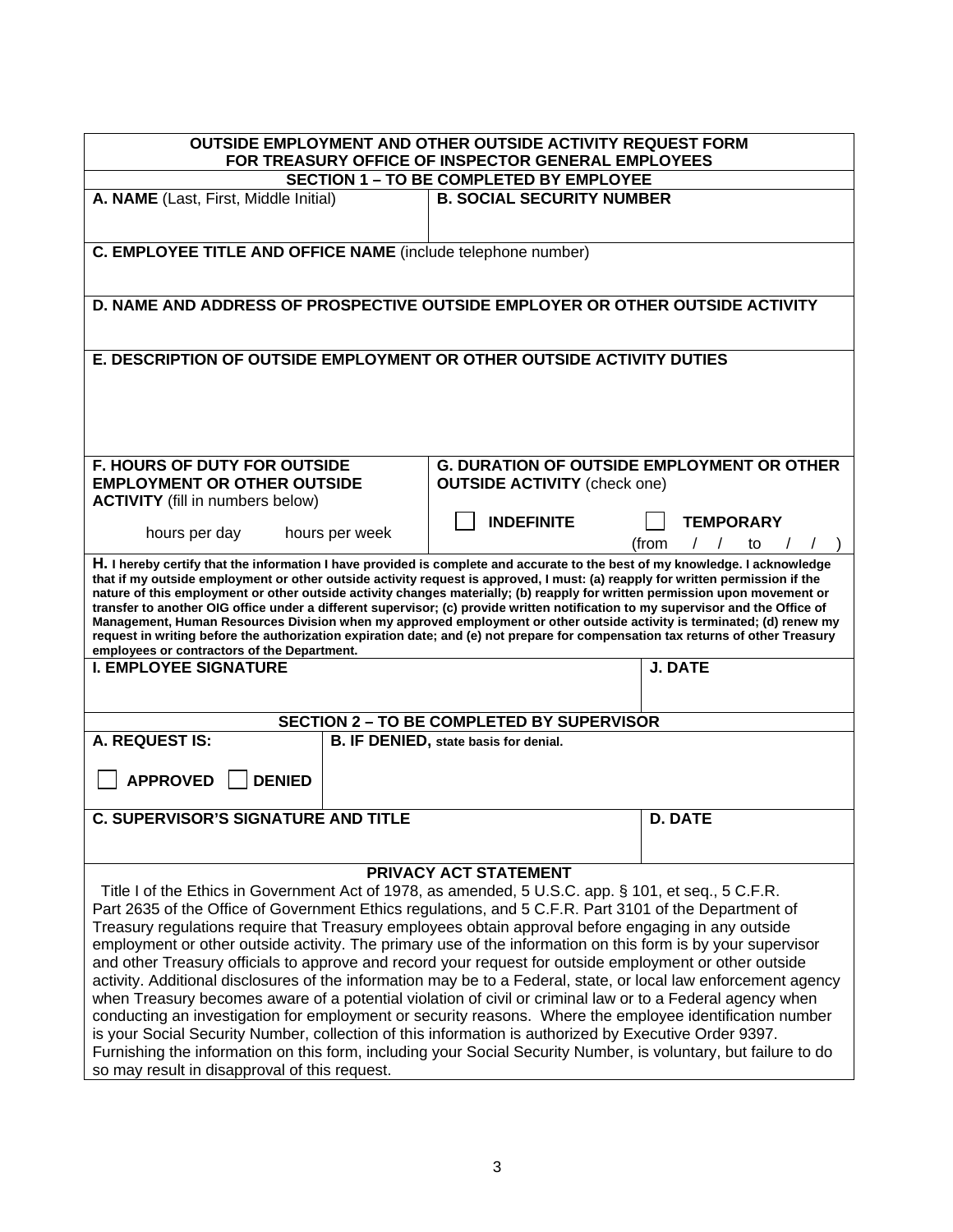# OUTSIDE EMPLOYMENT AND OTHER OUTSIDE ACTIVITY REQUEST FORM FOR TREASURY OFFICE OF INSPECTOR GENERAL EMPLOYEES

## SECTION 1 – TO BE COMPLETED BY EMPLOYEE

| | |
|---|---|
| **A. NAME** (Last, First, Middle Initial) | **B. SOCIAL SECURITY NUMBER** |

**C. EMPLOYEE TITLE AND OFFICE NAME** (include telephone number)

**D. NAME AND ADDRESS OF PROSPECTIVE OUTSIDE EMPLOYER OR OTHER OUTSIDE ACTIVITY**

**E. DESCRIPTION OF OUTSIDE EMPLOYMENT OR OTHER OUTSIDE ACTIVITY DUTIES**

| | |
|---|---|
| **F. HOURS OF DUTY FOR OUTSIDE EMPLOYMENT OR OTHER OUTSIDE ACTIVITY** (fill in numbers below)<br><br>hours per day    hours per week | **G. DURATION OF OUTSIDE EMPLOYMENT OR OTHER OUTSIDE ACTIVITY** (check one)<br><br>☐ **INDEFINITE**    ☐ **TEMPORARY**<br>(from / / to / / ) |

**H. I hereby certify that the information I have provided is complete and accurate to the best of my knowledge. I acknowledge that if my outside employment or other outside activity request is approved, I must: (a) reapply for written permission if the nature of this employment or other outside activity changes materially; (b) reapply for written permission upon movement or transfer to another OIG office under a different supervisor; (c) provide written notification to my supervisor and the Office of Management, Human Resources Division when my approved employment or other outside activity is terminated; (d) renew my request in writing before the authorization expiration date; and (e) not prepare for compensation tax returns of other Treasury employees or contractors of the Department.**

| | |
|---|---|
| **I. EMPLOYEE SIGNATURE** | **J. DATE** |

## SECTION 2 – TO BE COMPLETED BY SUPERVISOR

| | |
|---|---|
| **A. REQUEST IS:**<br><br>☐ **APPROVED** ☐ **DENIED** | **B. IF DENIED, state basis for denial.** |
| **C. SUPERVISOR'S SIGNATURE AND TITLE** | **D. DATE** |

## PRIVACY ACT STATEMENT

Title I of the Ethics in Government Act of 1978, as amended, 5 U.S.C. app. § 101, et seq., 5 C.F.R. Part 2635 of the Office of Government Ethics regulations, and 5 C.F.R. Part 3101 of the Department of Treasury regulations require that Treasury employees obtain approval before engaging in any outside employment or other outside activity. The primary use of the information on this form is by your supervisor and other Treasury officials to approve and record your request for outside employment or other outside activity. Additional disclosures of the information may be to a Federal, state, or local law enforcement agency when Treasury becomes aware of a potential violation of civil or criminal law or to a Federal agency when conducting an investigation for employment or security reasons. Where the employee identification number is your Social Security Number, collection of this information is authorized by Executive Order 9397. Furnishing the information on this form, including your Social Security Number, is voluntary, but failure to do so may result in disapproval of this request.